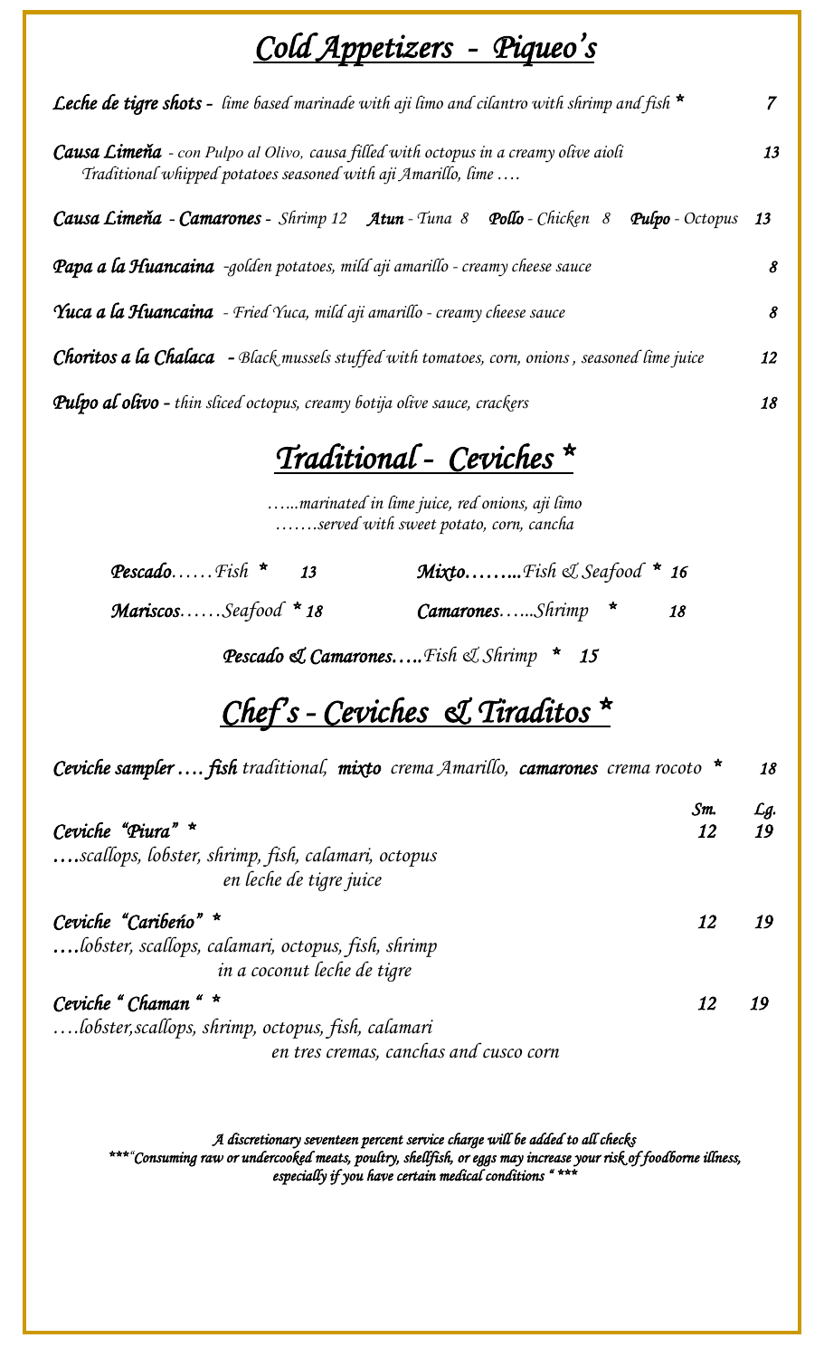# Cold Appetizers - Piqueo's

***Leche de tigre shots*** - *lime based marinade with aji limo and cilantro with shrimp and fish* * **7**

***Causa Limeña*** - *con Pulpo al Olivo, causa filled with octopus in a creamy olive aioli* **13**
*Traditional whipped potatoes seasoned with aji Amarillo, lime ….*

***Causa Limeña - Camarones*** - *Shrimp 12* ***Atun*** *- Tuna 8* ***Pollo*** *- Chicken 8* ***Pulpo*** *- Octopus* **13**

***Papa a la Huancaina*** *-golden potatoes, mild aji amarillo - creamy cheese sauce* **8**

***Yuca a la Huancaina*** *- Fried Yuca, mild aji amarillo - creamy cheese sauce* **8**

***Choritos a la Chalaca*** *- Black mussels stuffed with tomatoes, corn, onions , seasoned lime juice* **12**

***Pulpo al olivo*** - *thin sliced octopus, creamy botija olive sauce, crackers* **18**

# Traditional - Ceviches *

*…...marinated in lime juice, red onions, aji limo*
*…….served with sweet potato, corn, cancha*

***Pescado****……Fish* * **13**

***Mixto……..****Fish & Seafood* * **16**

***Mariscos****……Seafood* * **18**

***Camarones****…...Shrimp* * **18**

***Pescado & Camarones…..****Fish & Shrimp* * **15**

# Chef's - Ceviches & Tiraditos *

***Ceviche sampler …. fish*** *traditional,* ***mixto*** *crema Amarillo,* ***camarones*** *crema rocoto* * **18**

| | Sm. | Lg. |
|---|---|---|
| *Ceviche "Piura"* * <br> *….scallops, lobster, shrimp, fish, calamari, octopus en leche de tigre juice* | 12 | 19 |
| *Ceviche "Caribeño"* * <br> *….lobster, scallops, calamari, octopus, fish, shrimp in a coconut leche de tigre* | 12 | 19 |
| *Ceviche " Chaman "* * <br> *….lobster,scallops, shrimp, octopus, fish, calamari en tres cremas, canchas and cusco corn* | 12 | 19 |

*A discretionary seventeen percent service charge will be added to all checks*
*\*\*\*"Consuming raw or undercooked meats, poultry, shellfish, or eggs may increase your risk of foodborne illness, especially if you have certain medical conditions " \*\*\**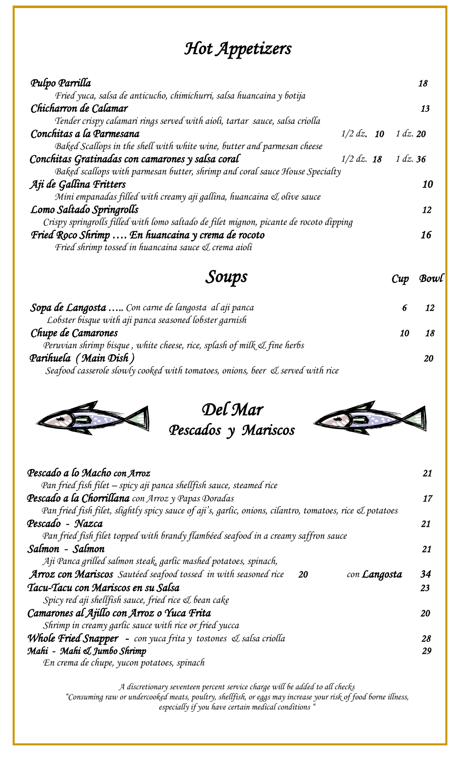# Hot Appetizers

***Pulpo Parrilla*** **18**
*Fried yuca, salsa de anticucho, chimichurri, salsa huancaina y botija*

***Chicharron de Calamar*** **13**
*Tender crispy calamari rings served with aioli, tartar sauce, salsa criolla*

***Conchitas a la Parmesana*** *1/2 dz.* **10** *1 dz.* **20**
*Baked Scallops in the shell with white wine, butter and parmesan cheese*

***Conchitas Gratinadas con camarones y salsa coral*** *1/2 dz.* **18** *1 dz.* **36**
*Baked scallops with parmesan butter, shrimp and coral sauce House Specialty*

***Aji de Gallina Fritters*** **10**
*Mini empanadas filled with creamy aji gallina, huancaina & olive sauce*

***Lomo Saltado Springrolls*** **12**
*Crispy springrolls filled with lomo saltado de filet mignon, picante de rocoto dipping*

***Fried Roco Shrimp …. En huancaina y crema de rocoto*** **16**
*Fried shrimp tossed in huancaina sauce & crema aioli*

# Soups

| | Cup | Bowl |
|---|---|---|
| ***Sopa de Langosta*** *….. Con carne de langosta al aji panca*<br>*Lobster bisque with aji panca seasoned lobster garnish* | 6 | 12 |
| ***Chupe de Camarones***<br>*Peruvian shrimp bisque , white cheese, rice, splash of milk & fine herbs* | 10 | 18 |
| ***Parihuela ( Main Dish )***<br>*Seafood casserole slowly cooked with tomatoes, onions, beer & served with rice* | | 20 |

# Del Mar
## Pescados y Mariscos

***Pescado a lo Macho*** *con Arroz* **21**
*Pan fried fish filet – spicy aji panca shellfish sauce, steamed rice*

***Pescado a la Chorrillana*** *con Arroz y Papas Doradas* **17**
*Pan fried fish filet, slightly spicy sauce of aji's, garlic, onions, cilantro, tomatoes, rice & potatoes*

***Pescado - Nazca*** **21**
*Pan fried fish filet topped with brandy flambéed seafood in a creamy saffron sauce*

***Salmon - Salmon*** **21**
*Aji Panca grilled salmon steak, garlic mashed potatoes, spinach,*

***Arroz con Mariscos*** *Sautéed seafood tossed in with seasoned rice* **20** *con* ***Langosta*** **34**

***Tacu-Tacu con Mariscos en su Salsa*** **23**
*Spicy red aji shellfish sauce, fried rice & bean cake*

***Camarones al Ajillo con Arroz o Yuca Frita*** **20**
*Shrimp in creamy garlic sauce with rice or fried yucca*

***Whole Fried Snapper*** *- con yuca frita y tostones & salsa criolla* **28**

***Mahi - Mahi & Jumbo Shrimp*** **29**
*En crema de chupe, yucon potatoes, spinach*

*A discretionary seventeen percent service charge will be added to all checks*
*"Consuming raw or undercooked meats, poultry, shellfish, or eggs may increase your risk of food borne illness, especially if you have certain medical conditions "*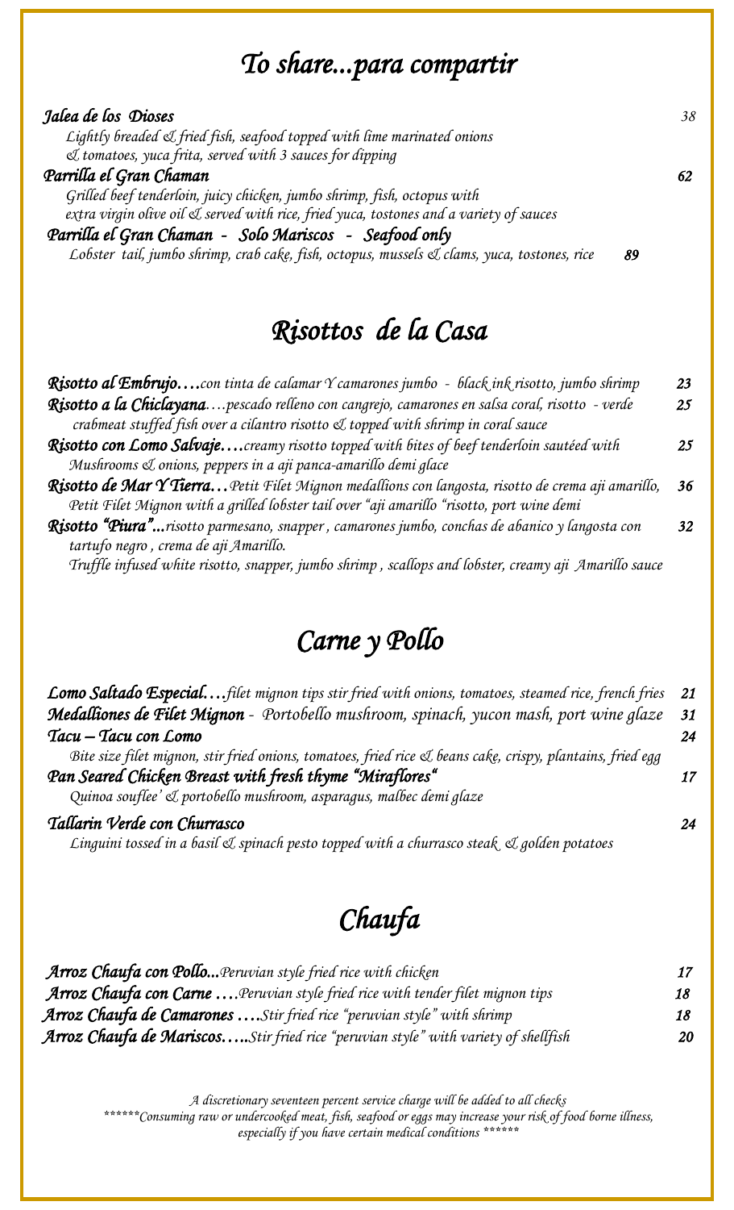# To share...para compartir

***Jalea de los Dioses*** — *38*
*Lightly breaded & fried fish, seafood topped with lime marinated onions & tomatoes, yuca frita, served with 3 sauces for dipping*

***Parrilla el Gran Chaman*** — ***62***
*Grilled beef tenderloin, juicy chicken, jumbo shrimp, fish, octopus with extra virgin olive oil & served with rice, fried yuca, tostones and a variety of sauces*

***Parrilla el Gran Chaman - Solo Mariscos - Seafood only***
*Lobster tail, jumbo shrimp, crab cake, fish, octopus, mussels & clams, yuca, tostones, rice* — ***89***

# Risottos de la Casa

***Risotto al Embrujo****….con tinta de calamar Y camarones jumbo - black ink risotto, jumbo shrimp* — ***23***

***Risotto a la Chiclayana****….pescado relleno con cangrejo, camarones en salsa coral, risotto - verde*
*crabmeat stuffed fish over a cilantro risotto & topped with shrimp in coral sauce* — ***25***

***Risotto con Lomo Salvaje****….creamy risotto topped with bites of beef tenderloin sautéed with Mushrooms & onions, peppers in a aji panca-amarillo demi glace* — ***25***

***Risotto de Mar Y Tierra****… Petit Filet Mignon medallions con langosta, risotto de crema aji amarillo,*
*Petit Filet Mignon with a grilled lobster tail over "aji amarillo "risotto, port wine demi* — ***36***

***Risotto "Piura"****...risotto parmesano, snapper , camarones jumbo, conchas de abanico y langosta con tartufo negro , crema de aji Amarillo.*
*Truffle infused white risotto, snapper, jumbo shrimp , scallops and lobster, creamy aji Amarillo sauce* — ***32***

# Carne y Pollo

***Lomo Saltado Especial****….filet mignon tips stir fried with onions, tomatoes, steamed rice, french fries* — ***21***

***Medalliones de Filet Mignon*** *- Portobello mushroom, spinach, yucon mash, port wine glaze* — ***31***

***Tacu – Tacu con Lomo*** — ***24***
*Bite size filet mignon, stir fried onions, tomatoes, fried rice & beans cake, crispy, plantains, fried egg*

***Pan Seared Chicken Breast with fresh thyme "Miraflores"*** — ***17***
*Quinoa souflee' & portobello mushroom, asparagus, malbec demi glace*

***Tallarin Verde con Churrasco*** — ***24***
*Linguini tossed in a basil & spinach pesto topped with a churrasco steak & golden potatoes*

# Chaufa

***Arroz Chaufa con Pollo****...Peruvian style fried rice with chicken* — ***17***

***Arroz Chaufa con Carne*** *….Peruvian style fried rice with tender filet mignon tips* — ***18***

***Arroz Chaufa de Camarones*** *….Stir fried rice "peruvian style" with shrimp* — ***18***

***Arroz Chaufa de Mariscos****…..Stir fried rice "peruvian style" with variety of shellfish* — ***20***

*A discretionary seventeen percent service charge will be added to all checks*
*\*\*\*\*\*\*Consuming raw or undercooked meat, fish, seafood or eggs may increase your risk of food borne illness, especially if you have certain medical conditions \*\*\*\*\*\**